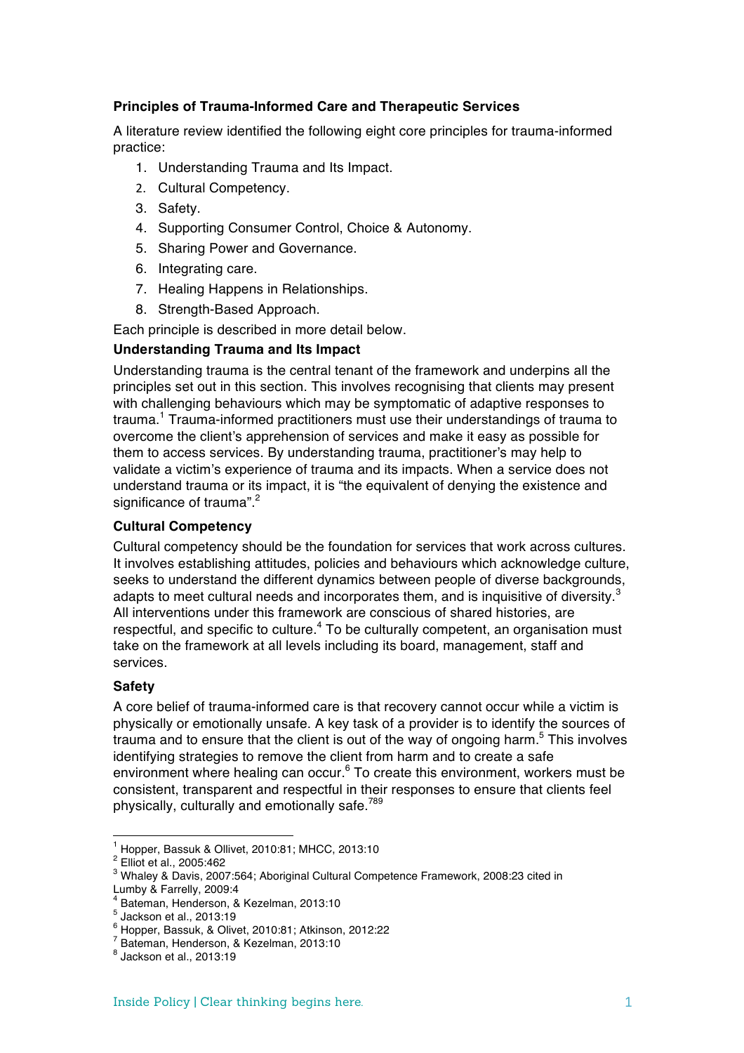**Principles of Trauma-Informed Care and Therapeutic Services**

A literature review identified the following eight core principles for trauma-informed practice:

1. Understanding Trauma and Its Impact.
2. Cultural Competency.
3. Safety.
4. Supporting Consumer Control, Choice & Autonomy.
5. Sharing Power and Governance.
6. Integrating care.
7. Healing Happens in Relationships.
8. Strength-Based Approach.

Each principle is described in more detail below.

**Understanding Trauma and Its Impact**

Understanding trauma is the central tenant of the framework and underpins all the principles set out in this section. This involves recognising that clients may present with challenging behaviours which may be symptomatic of adaptive responses to trauma.[1] Trauma-informed practitioners must use their understandings of trauma to overcome the client's apprehension of services and make it easy as possible for them to access services. By understanding trauma, practitioner's may help to validate a victim's experience of trauma and its impacts. When a service does not understand trauma or its impact, it is "the equivalent of denying the existence and significance of trauma".[2]

**Cultural Competency**

Cultural competency should be the foundation for services that work across cultures. It involves establishing attitudes, policies and behaviours which acknowledge culture, seeks to understand the different dynamics between people of diverse backgrounds, adapts to meet cultural needs and incorporates them, and is inquisitive of diversity.[3] All interventions under this framework are conscious of shared histories, are respectful, and specific to culture.[4] To be culturally competent, an organisation must take on the framework at all levels including its board, management, staff and services.

**Safety**

A core belief of trauma-informed care is that recovery cannot occur while a victim is physically or emotionally unsafe. A key task of a provider is to identify the sources of trauma and to ensure that the client is out of the way of ongoing harm.[5] This involves identifying strategies to remove the client from harm and to create a safe environment where healing can occur.[6] To create this environment, workers must be consistent, transparent and respectful in their responses to ensure that clients feel physically, culturally and emotionally safe.[789]

---

[1] Hopper, Bassuk & Ollivet, 2010:81; MHCC, 2013:10
[2] Elliot et al., 2005:462
[3] Whaley & Davis, 2007:564; Aboriginal Cultural Competence Framework, 2008:23 cited in Lumby & Farrelly, 2009:4
[4] Bateman, Henderson, & Kezelman, 2013:10
[5] Jackson et al., 2013:19
[6] Hopper, Bassuk, & Olivet, 2010:81; Atkinson, 2012:22
[7] Bateman, Henderson, & Kezelman, 2013:10
[8] Jackson et al., 2013:19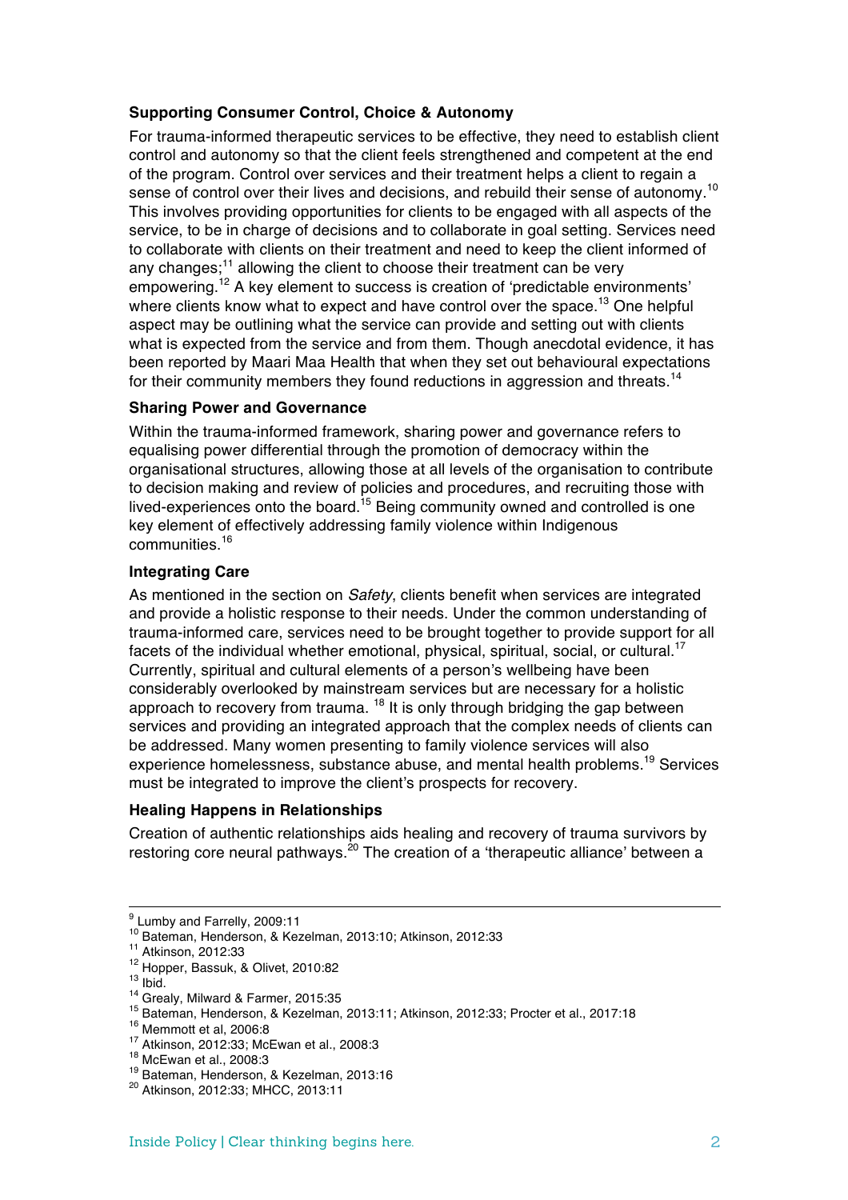### Supporting Consumer Control, Choice & Autonomy

For trauma-informed therapeutic services to be effective, they need to establish client control and autonomy so that the client feels strengthened and competent at the end of the program. Control over services and their treatment helps a client to regain a sense of control over their lives and decisions, and rebuild their sense of autonomy.[10] This involves providing opportunities for clients to be engaged with all aspects of the service, to be in charge of decisions and to collaborate in goal setting. Services need to collaborate with clients on their treatment and need to keep the client informed of any changes;[11] allowing the client to choose their treatment can be very empowering.[12] A key element to success is creation of 'predictable environments' where clients know what to expect and have control over the space.[13] One helpful aspect may be outlining what the service can provide and setting out with clients what is expected from the service and from them. Though anecdotal evidence, it has been reported by Maari Maa Health that when they set out behavioural expectations for their community members they found reductions in aggression and threats.[14]

### Sharing Power and Governance

Within the trauma-informed framework, sharing power and governance refers to equalising power differential through the promotion of democracy within the organisational structures, allowing those at all levels of the organisation to contribute to decision making and review of policies and procedures, and recruiting those with lived-experiences onto the board.[15] Being community owned and controlled is one key element of effectively addressing family violence within Indigenous communities.[16]

### Integrating Care

As mentioned in the section on *Safety*, clients benefit when services are integrated and provide a holistic response to their needs. Under the common understanding of trauma-informed care, services need to be brought together to provide support for all facets of the individual whether emotional, physical, spiritual, social, or cultural.[17] Currently, spiritual and cultural elements of a person's wellbeing have been considerably overlooked by mainstream services but are necessary for a holistic approach to recovery from trauma. [18] It is only through bridging the gap between services and providing an integrated approach that the complex needs of clients can be addressed. Many women presenting to family violence services will also experience homelessness, substance abuse, and mental health problems.[19] Services must be integrated to improve the client's prospects for recovery.

### Healing Happens in Relationships

Creation of authentic relationships aids healing and recovery of trauma survivors by restoring core neural pathways.[20] The creation of a 'therapeutic alliance' between a

---

[9] Lumby and Farrelly, 2009:11
[10] Bateman, Henderson, & Kezelman, 2013:10; Atkinson, 2012:33
[11] Atkinson, 2012:33
[12] Hopper, Bassuk, & Olivet, 2010:82
[13] Ibid.
[14] Grealy, Milward & Farmer, 2015:35
[15] Bateman, Henderson, & Kezelman, 2013:11; Atkinson, 2012:33; Procter et al., 2017:18
[16] Memmott et al, 2006:8
[17] Atkinson, 2012:33; McEwan et al., 2008:3
[18] McEwan et al., 2008:3
[19] Bateman, Henderson, & Kezelman, 2013:16
[20] Atkinson, 2012:33; MHCC, 2013:11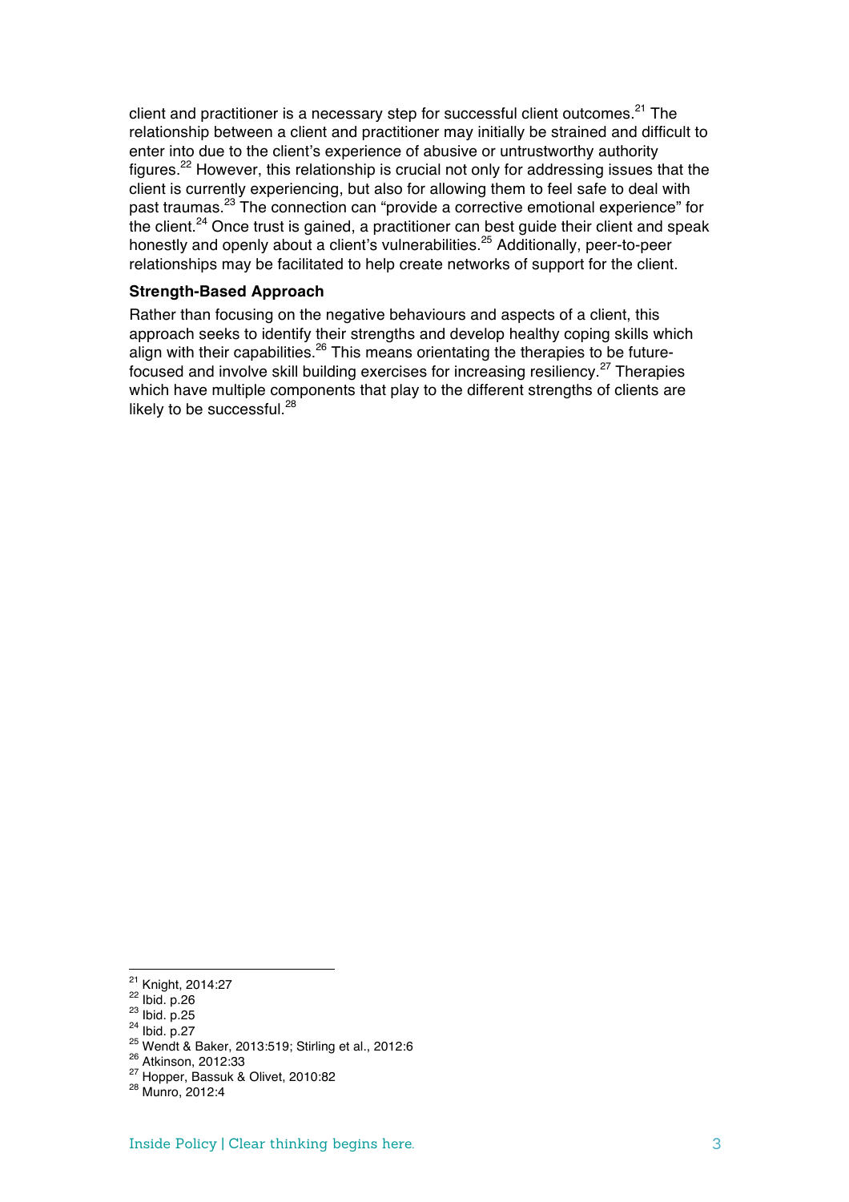client and practitioner is a necessary step for successful client outcomes.[21] The relationship between a client and practitioner may initially be strained and difficult to enter into due to the client's experience of abusive or untrustworthy authority figures.[22] However, this relationship is crucial not only for addressing issues that the client is currently experiencing, but also for allowing them to feel safe to deal with past traumas.[23] The connection can "provide a corrective emotional experience" for the client.[24] Once trust is gained, a practitioner can best guide their client and speak honestly and openly about a client's vulnerabilities.[25] Additionally, peer-to-peer relationships may be facilitated to help create networks of support for the client.

**Strength-Based Approach**

Rather than focusing on the negative behaviours and aspects of a client, this approach seeks to identify their strengths and develop healthy coping skills which align with their capabilities.[26] This means orientating the therapies to be future-focused and involve skill building exercises for increasing resiliency.[27] Therapies which have multiple components that play to the different strengths of clients are likely to be successful.[28]

---

[21] Knight, 2014:27
[22] Ibid. p.26
[23] Ibid. p.25
[24] Ibid. p.27
[25] Wendt & Baker, 2013:519; Stirling et al., 2012:6
[26] Atkinson, 2012:33
[27] Hopper, Bassuk & Olivet, 2010:82
[28] Munro, 2012:4